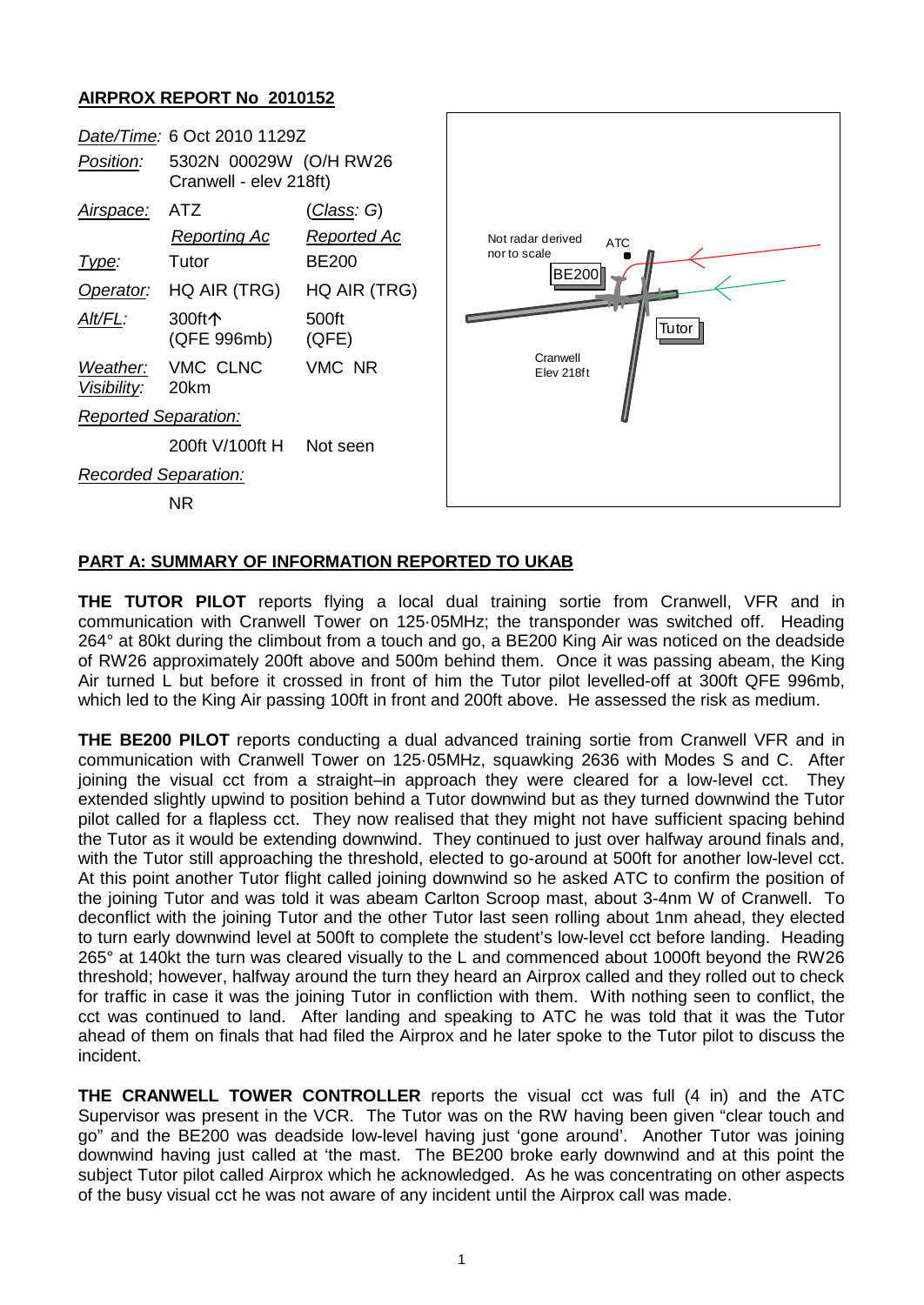## AIRPROX REPORT No 2010152

| | | |
|---|---|---|
| *Date/Time:* | 6 Oct 2010 1129Z | |
| *Position:* | 5302N 00029W (O/H RW26 Cranwell - elev 218ft) | |
| *Airspace:* | ATZ | (*Class*: G) |
| | *Reporting Ac* | *Reported Ac* |
| *Type:* | Tutor | BE200 |
| *Operator:* | HQ AIR (TRG) | HQ AIR (TRG) |
| *Alt/FL:* | 300ft↑ (QFE 996mb) | 500ft (QFE) |
| *Weather:* | VMC CLNC | VMC NR |
| *Visibility:* | 20km | |
| *Reported Separation:* | | |
| | 200ft V/100ft H | Not seen |
| *Recorded Separation:* | | |
| | NR | |

Not radar derived nor to scale

ATC

BE200

Tutor

Cranwell Elev 218ft

## PART A: SUMMARY OF INFORMATION REPORTED TO UKAB

**THE TUTOR PILOT** reports flying a local dual training sortie from Cranwell, VFR and in communication with Cranwell Tower on 125·05MHz; the transponder was switched off. Heading 264° at 80kt during the climbout from a touch and go, a BE200 King Air was noticed on the deadside of RW26 approximately 200ft above and 500m behind them. Once it was passing abeam, the King Air turned L but before it crossed in front of him the Tutor pilot levelled-off at 300ft QFE 996mb, which led to the King Air passing 100ft in front and 200ft above. He assessed the risk as medium.

**THE BE200 PILOT** reports conducting a dual advanced training sortie from Cranwell VFR and in communication with Cranwell Tower on 125·05MHz, squawking 2636 with Modes S and C. After joining the visual cct from a straight–in approach they were cleared for a low-level cct. They extended slightly upwind to position behind a Tutor downwind but as they turned downwind the Tutor pilot called for a flapless cct. They now realised that they might not have sufficient spacing behind the Tutor as it would be extending downwind. They continued to just over halfway around finals and, with the Tutor still approaching the threshold, elected to go-around at 500ft for another low-level cct. At this point another Tutor flight called joining downwind so he asked ATC to confirm the position of the joining Tutor and was told it was abeam Carlton Scroop mast, about 3-4nm W of Cranwell. To deconflict with the joining Tutor and the other Tutor last seen rolling about 1nm ahead, they elected to turn early downwind level at 500ft to complete the student's low-level cct before landing. Heading 265° at 140kt the turn was cleared visually to the L and commenced about 1000ft beyond the RW26 threshold; however, halfway around the turn they heard an Airprox called and they rolled out to check for traffic in case it was the joining Tutor in confliction with them. With nothing seen to conflict, the cct was continued to land. After landing and speaking to ATC he was told that it was the Tutor ahead of them on finals that had filed the Airprox and he later spoke to the Tutor pilot to discuss the incident.

**THE CRANWELL TOWER CONTROLLER** reports the visual cct was full (4 in) and the ATC Supervisor was present in the VCR. The Tutor was on the RW having been given "clear touch and go" and the BE200 was deadside low-level having just 'gone around'. Another Tutor was joining downwind having just called at 'the mast. The BE200 broke early downwind and at this point the subject Tutor pilot called Airprox which he acknowledged. As he was concentrating on other aspects of the busy visual cct he was not aware of any incident until the Airprox call was made.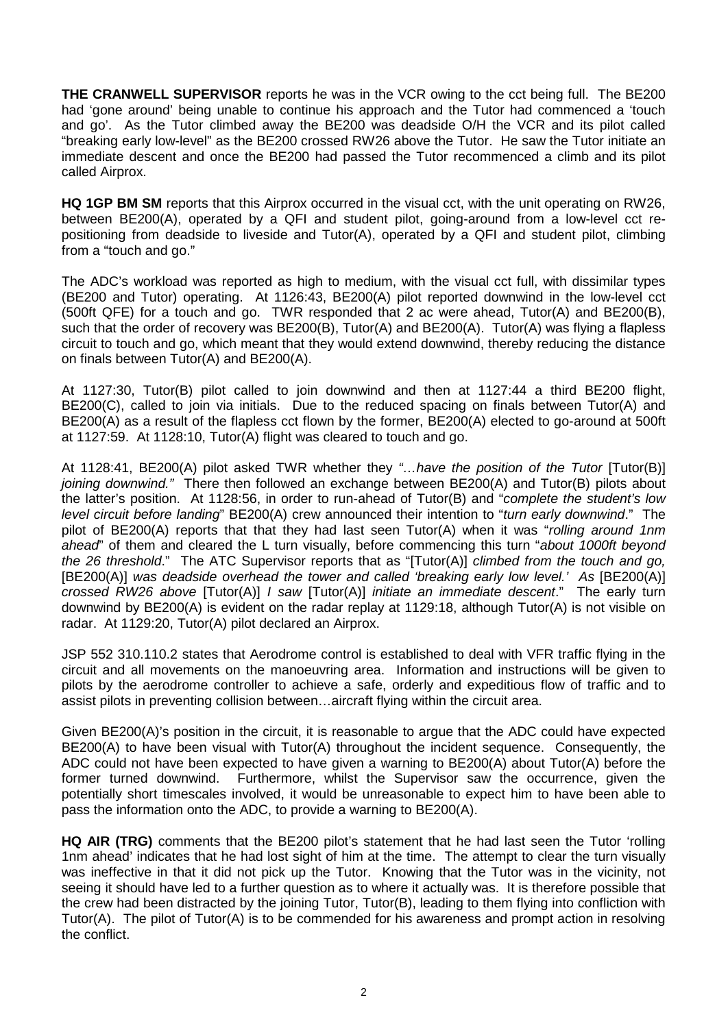**THE CRANWELL SUPERVISOR** reports he was in the VCR owing to the cct being full. The BE200 had 'gone around' being unable to continue his approach and the Tutor had commenced a 'touch and go'. As the Tutor climbed away the BE200 was deadside O/H the VCR and its pilot called "breaking early low-level" as the BE200 crossed RW26 above the Tutor. He saw the Tutor initiate an immediate descent and once the BE200 had passed the Tutor recommenced a climb and its pilot called Airprox.

**HQ 1GP BM SM** reports that this Airprox occurred in the visual cct, with the unit operating on RW26, between BE200(A), operated by a QFI and student pilot, going-around from a low-level cct re-positioning from deadside to liveside and Tutor(A), operated by a QFI and student pilot, climbing from a "touch and go."

The ADC's workload was reported as high to medium, with the visual cct full, with dissimilar types (BE200 and Tutor) operating. At 1126:43, BE200(A) pilot reported downwind in the low-level cct (500ft QFE) for a touch and go. TWR responded that 2 ac were ahead, Tutor(A) and BE200(B), such that the order of recovery was BE200(B), Tutor(A) and BE200(A). Tutor(A) was flying a flapless circuit to touch and go, which meant that they would extend downwind, thereby reducing the distance on finals between Tutor(A) and BE200(A).

At 1127:30, Tutor(B) pilot called to join downwind and then at 1127:44 a third BE200 flight, BE200(C), called to join via initials. Due to the reduced spacing on finals between Tutor(A) and BE200(A) as a result of the flapless cct flown by the former, BE200(A) elected to go-around at 500ft at 1127:59. At 1128:10, Tutor(A) flight was cleared to touch and go.

At 1128:41, BE200(A) pilot asked TWR whether they *"…have the position of the Tutor* [Tutor(B)] *joining downwind."* There then followed an exchange between BE200(A) and Tutor(B) pilots about the latter's position. At 1128:56, in order to run-ahead of Tutor(B) and "*complete the student's low level circuit before landing*" BE200(A) crew announced their intention to "*turn early downwind*." The pilot of BE200(A) reports that that they had last seen Tutor(A) when it was "*rolling around 1nm ahead*" of them and cleared the L turn visually, before commencing this turn "*about 1000ft beyond the 26 threshold*." The ATC Supervisor reports that as "[Tutor(A)] *climbed from the touch and go,* [BE200(A)] *was deadside overhead the tower and called 'breaking early low level.' As* [BE200(A)] *crossed RW26 above* [Tutor(A)] *I saw* [Tutor(A)] *initiate an immediate descent*." The early turn downwind by BE200(A) is evident on the radar replay at 1129:18, although Tutor(A) is not visible on radar. At 1129:20, Tutor(A) pilot declared an Airprox.

JSP 552 310.110.2 states that Aerodrome control is established to deal with VFR traffic flying in the circuit and all movements on the manoeuvring area. Information and instructions will be given to pilots by the aerodrome controller to achieve a safe, orderly and expeditious flow of traffic and to assist pilots in preventing collision between…aircraft flying within the circuit area.

Given BE200(A)'s position in the circuit, it is reasonable to argue that the ADC could have expected BE200(A) to have been visual with Tutor(A) throughout the incident sequence. Consequently, the ADC could not have been expected to have given a warning to BE200(A) about Tutor(A) before the former turned downwind. Furthermore, whilst the Supervisor saw the occurrence, given the potentially short timescales involved, it would be unreasonable to expect him to have been able to pass the information onto the ADC, to provide a warning to BE200(A).

**HQ AIR (TRG)** comments that the BE200 pilot's statement that he had last seen the Tutor 'rolling 1nm ahead' indicates that he had lost sight of him at the time. The attempt to clear the turn visually was ineffective in that it did not pick up the Tutor. Knowing that the Tutor was in the vicinity, not seeing it should have led to a further question as to where it actually was. It is therefore possible that the crew had been distracted by the joining Tutor, Tutor(B), leading to them flying into confliction with Tutor(A). The pilot of Tutor(A) is to be commended for his awareness and prompt action in resolving the conflict.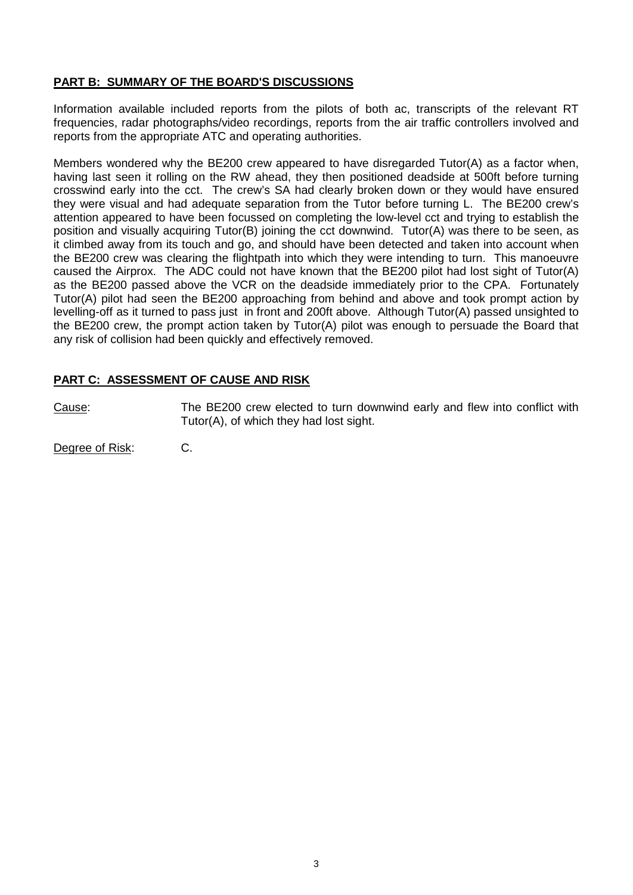## PART B: SUMMARY OF THE BOARD'S DISCUSSIONS

Information available included reports from the pilots of both ac, transcripts of the relevant RT frequencies, radar photographs/video recordings, reports from the air traffic controllers involved and reports from the appropriate ATC and operating authorities.

Members wondered why the BE200 crew appeared to have disregarded Tutor(A) as a factor when, having last seen it rolling on the RW ahead, they then positioned deadside at 500ft before turning crosswind early into the cct. The crew's SA had clearly broken down or they would have ensured they were visual and had adequate separation from the Tutor before turning L. The BE200 crew's attention appeared to have been focussed on completing the low-level cct and trying to establish the position and visually acquiring Tutor(B) joining the cct downwind. Tutor(A) was there to be seen, as it climbed away from its touch and go, and should have been detected and taken into account when the BE200 crew was clearing the flightpath into which they were intending to turn. This manoeuvre caused the Airprox. The ADC could not have known that the BE200 pilot had lost sight of Tutor(A) as the BE200 passed above the VCR on the deadside immediately prior to the CPA. Fortunately Tutor(A) pilot had seen the BE200 approaching from behind and above and took prompt action by levelling-off as it turned to pass just in front and 200ft above. Although Tutor(A) passed unsighted to the BE200 crew, the prompt action taken by Tutor(A) pilot was enough to persuade the Board that any risk of collision had been quickly and effectively removed.

## PART C: ASSESSMENT OF CAUSE AND RISK

Cause: The BE200 crew elected to turn downwind early and flew into conflict with Tutor(A), of which they had lost sight.

Degree of Risk: C.